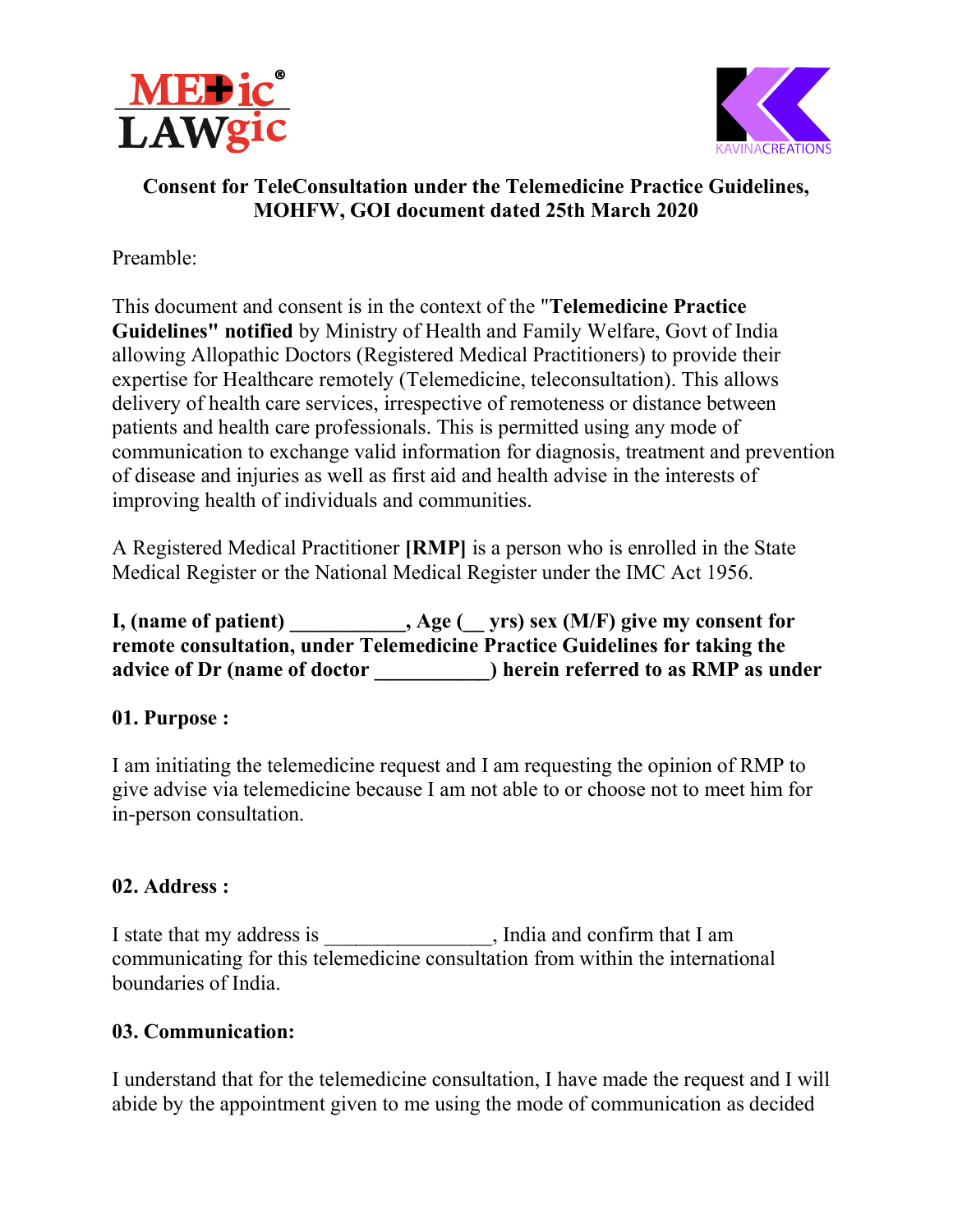# Consent for TeleConsultation under the Telemedicine Practice Guidelines, MOHFW, GOI document dated 25th March 2020

Preamble:

This document and consent is in the context of the "**Telemedicine Practice Guidelines" notified** by Ministry of Health and Family Welfare, Govt of India allowing Allopathic Doctors (Registered Medical Practitioners) to provide their expertise for Healthcare remotely (Telemedicine, teleconsultation). This allows delivery of health care services, irrespective of remoteness or distance between patients and health care professionals. This is permitted using any mode of communication to exchange valid information for diagnosis, treatment and prevention of disease and injuries as well as first aid and health advise in the interests of improving health of individuals and communities.

A Registered Medical Practitioner **[RMP]** is a person who is enrolled in the State Medical Register or the National Medical Register under the IMC Act 1956.

**I, (name of patient) ___________, Age (__ yrs) sex (M/F) give my consent for remote consultation, under Telemedicine Practice Guidelines for taking the advice of Dr (name of doctor ___________) herein referred to as RMP as under**

**01. Purpose :**

I am initiating the telemedicine request and I am requesting the opinion of RMP to give advise via telemedicine because I am not able to or choose not to meet him for in-person consultation.

**02. Address :**

I state that my address is ________________, India and confirm that I am communicating for this telemedicine consultation from within the international boundaries of India.

**03. Communication:**

I understand that for the telemedicine consultation, I have made the request and I will abide by the appointment given to me using the mode of communication as decided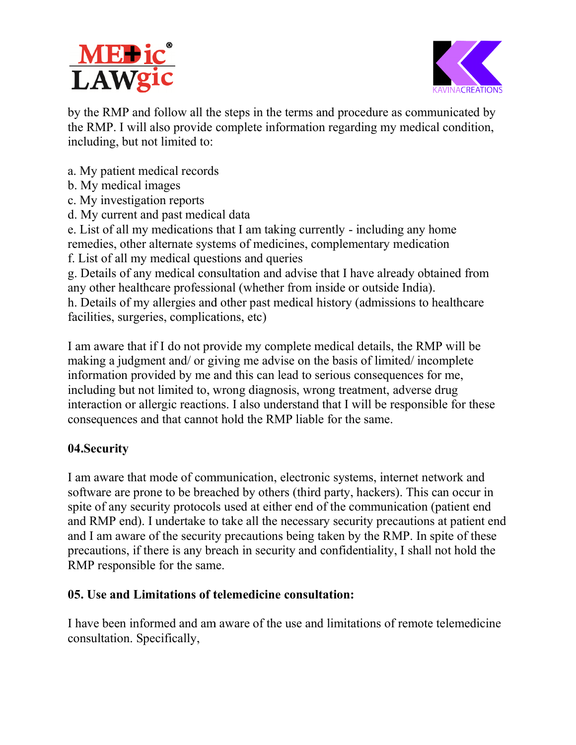by the RMP and follow all the steps in the terms and procedure as communicated by the RMP. I will also provide complete information regarding my medical condition, including, but not limited to:

a. My patient medical records
b. My medical images
c. My investigation reports
d. My current and past medical data
e. List of all my medications that I am taking currently - including any home remedies, other alternate systems of medicines, complementary medication
f. List of all my medical questions and queries
g. Details of any medical consultation and advise that I have already obtained from any other healthcare professional (whether from inside or outside India).
h. Details of my allergies and other past medical history (admissions to healthcare facilities, surgeries, complications, etc)

I am aware that if I do not provide my complete medical details, the RMP will be making a judgment and/ or giving me advise on the basis of limited/ incomplete information provided by me and this can lead to serious consequences for me, including but not limited to, wrong diagnosis, wrong treatment, adverse drug interaction or allergic reactions. I also understand that I will be responsible for these consequences and that cannot hold the RMP liable for the same.

**04.Security**

I am aware that mode of communication, electronic systems, internet network and software are prone to be breached by others (third party, hackers). This can occur in spite of any security protocols used at either end of the communication (patient end and RMP end). I undertake to take all the necessary security precautions at patient end and I am aware of the security precautions being taken by the RMP. In spite of these precautions, if there is any breach in security and confidentiality, I shall not hold the RMP responsible for the same.

**05. Use and Limitations of telemedicine consultation:**

I have been informed and am aware of the use and limitations of remote telemedicine consultation. Specifically,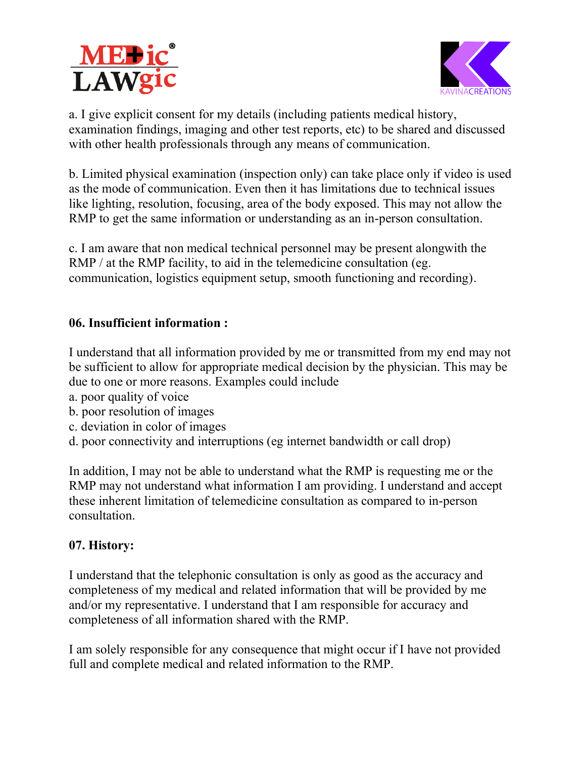a. I give explicit consent for my details (including patients medical history, examination findings, imaging and other test reports, etc) to be shared and discussed with other health professionals through any means of communication.

b. Limited physical examination (inspection only) can take place only if video is used as the mode of communication. Even then it has limitations due to technical issues like lighting, resolution, focusing, area of the body exposed. This may not allow the RMP to get the same information or understanding as an in-person consultation.

c. I am aware that non medical technical personnel may be present alongwith the RMP / at the RMP facility, to aid in the telemedicine consultation (eg. communication, logistics equipment setup, smooth functioning and recording).

**06. Insufficient information :**

I understand that all information provided by me or transmitted from my end may not be sufficient to allow for appropriate medical decision by the physician. This may be due to one or more reasons. Examples could include
a. poor quality of voice
b. poor resolution of images
c. deviation in color of images
d. poor connectivity and interruptions (eg internet bandwidth or call drop)

In addition, I may not be able to understand what the RMP is requesting me or the RMP may not understand what information I am providing. I understand and accept these inherent limitation of telemedicine consultation as compared to in-person consultation.

**07. History:**

I understand that the telephonic consultation is only as good as the accuracy and completeness of my medical and related information that will be provided by me and/or my representative. I understand that I am responsible for accuracy and completeness of all information shared with the RMP.

I am solely responsible for any consequence that might occur if I have not provided full and complete medical and related information to the RMP.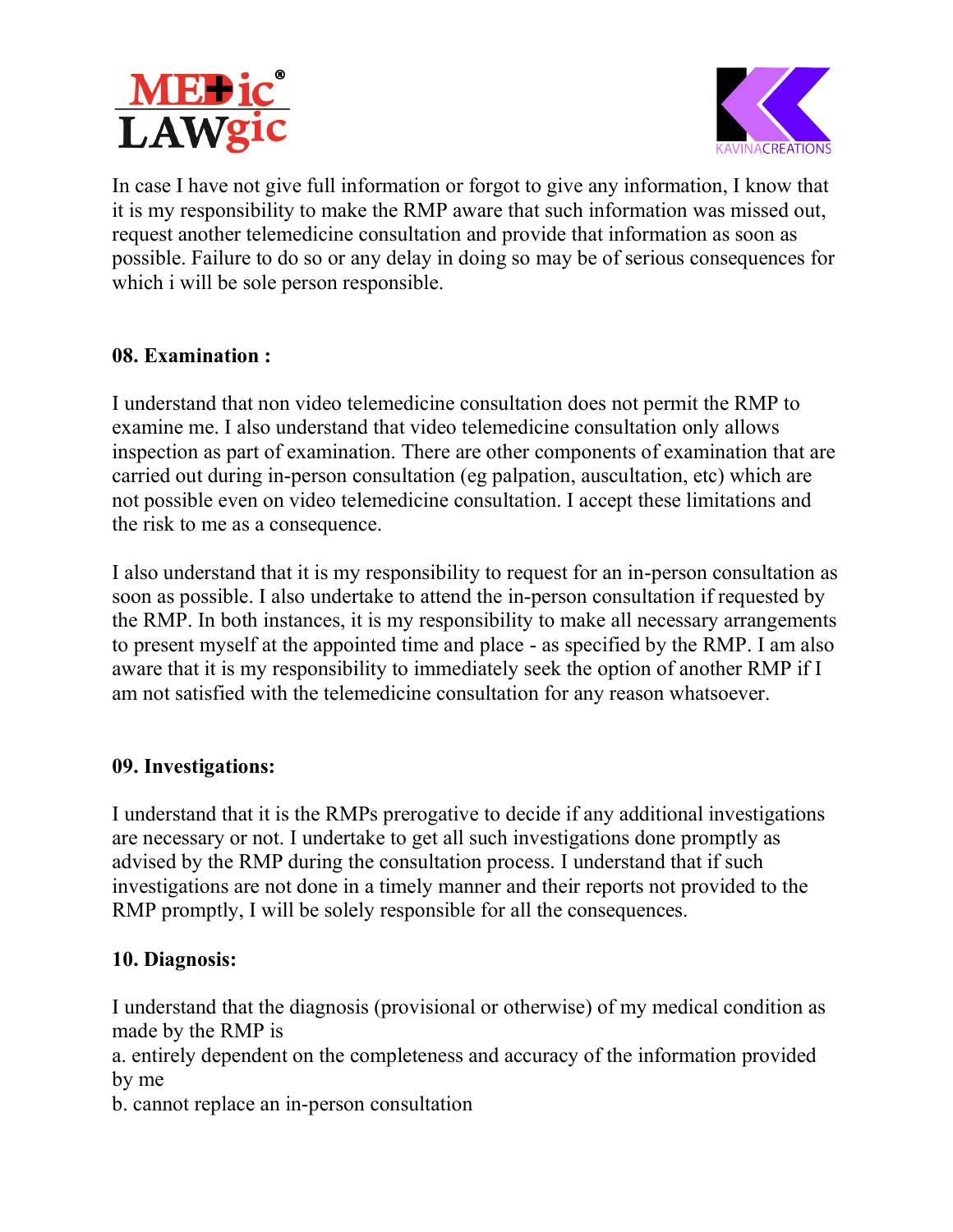In case I have not give full information or forgot to give any information, I know that it is my responsibility to make the RMP aware that such information was missed out, request another telemedicine consultation and provide that information as soon as possible. Failure to do so or any delay in doing so may be of serious consequences for which i will be sole person responsible.

**08. Examination :**

I understand that non video telemedicine consultation does not permit the RMP to examine me. I also understand that video telemedicine consultation only allows inspection as part of examination. There are other components of examination that are carried out during in-person consultation (eg palpation, auscultation, etc) which are not possible even on video telemedicine consultation. I accept these limitations and the risk to me as a consequence.

I also understand that it is my responsibility to request for an in-person consultation as soon as possible. I also undertake to attend the in-person consultation if requested by the RMP. In both instances, it is my responsibility to make all necessary arrangements to present myself at the appointed time and place - as specified by the RMP. I am also aware that it is my responsibility to immediately seek the option of another RMP if I am not satisfied with the telemedicine consultation for any reason whatsoever.

**09. Investigations:**

I understand that it is the RMPs prerogative to decide if any additional investigations are necessary or not. I undertake to get all such investigations done promptly as advised by the RMP during the consultation process. I understand that if such investigations are not done in a timely manner and their reports not provided to the RMP promptly, I will be solely responsible for all the consequences.

**10. Diagnosis:**

I understand that the diagnosis (provisional or otherwise) of my medical condition as made by the RMP is

a. entirely dependent on the completeness and accuracy of the information provided by me

b. cannot replace an in-person consultation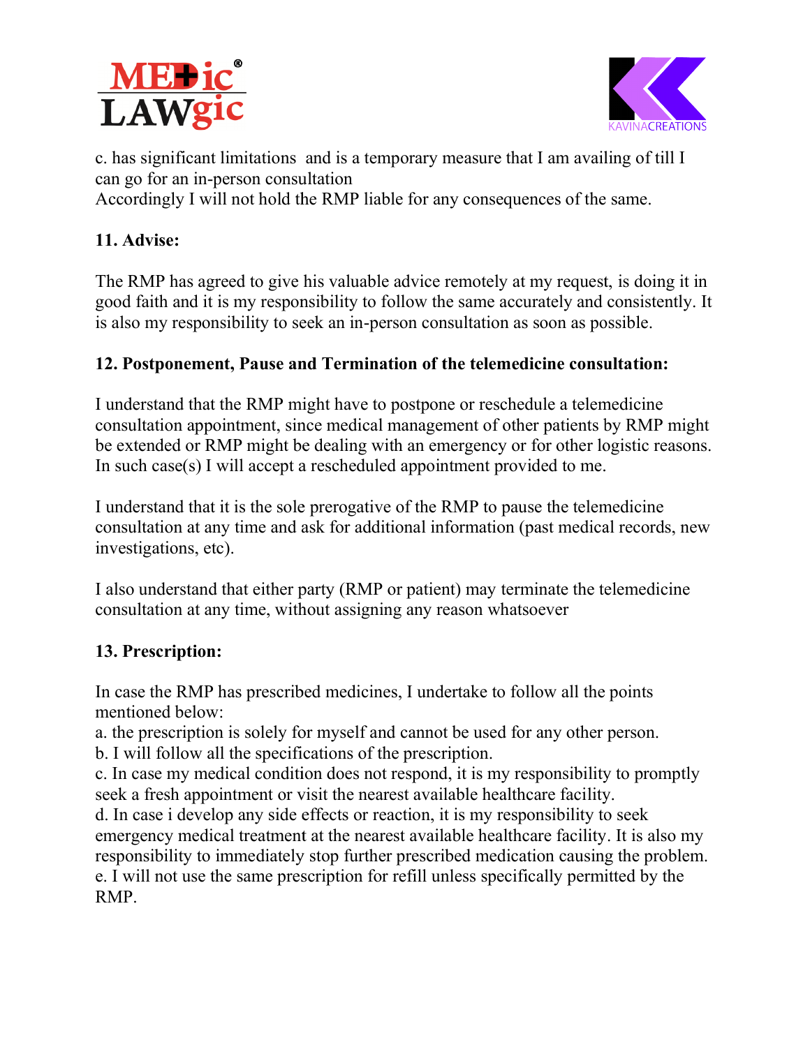c. has significant limitations and is a temporary measure that I am availing of till I can go for an in-person consultation
Accordingly I will not hold the RMP liable for any consequences of the same.

**11. Advise:**

The RMP has agreed to give his valuable advice remotely at my request, is doing it in good faith and it is my responsibility to follow the same accurately and consistently. It is also my responsibility to seek an in-person consultation as soon as possible.

**12. Postponement, Pause and Termination of the telemedicine consultation:**

I understand that the RMP might have to postpone or reschedule a telemedicine consultation appointment, since medical management of other patients by RMP might be extended or RMP might be dealing with an emergency or for other logistic reasons. In such case(s) I will accept a rescheduled appointment provided to me.

I understand that it is the sole prerogative of the RMP to pause the telemedicine consultation at any time and ask for additional information (past medical records, new investigations, etc).

I also understand that either party (RMP or patient) may terminate the telemedicine consultation at any time, without assigning any reason whatsoever

**13. Prescription:**

In case the RMP has prescribed medicines, I undertake to follow all the points mentioned below:
a. the prescription is solely for myself and cannot be used for any other person.
b. I will follow all the specifications of the prescription.
c. In case my medical condition does not respond, it is my responsibility to promptly seek a fresh appointment or visit the nearest available healthcare facility.
d. In case i develop any side effects or reaction, it is my responsibility to seek emergency medical treatment at the nearest available healthcare facility. It is also my responsibility to immediately stop further prescribed medication causing the problem.
e. I will not use the same prescription for refill unless specifically permitted by the RMP.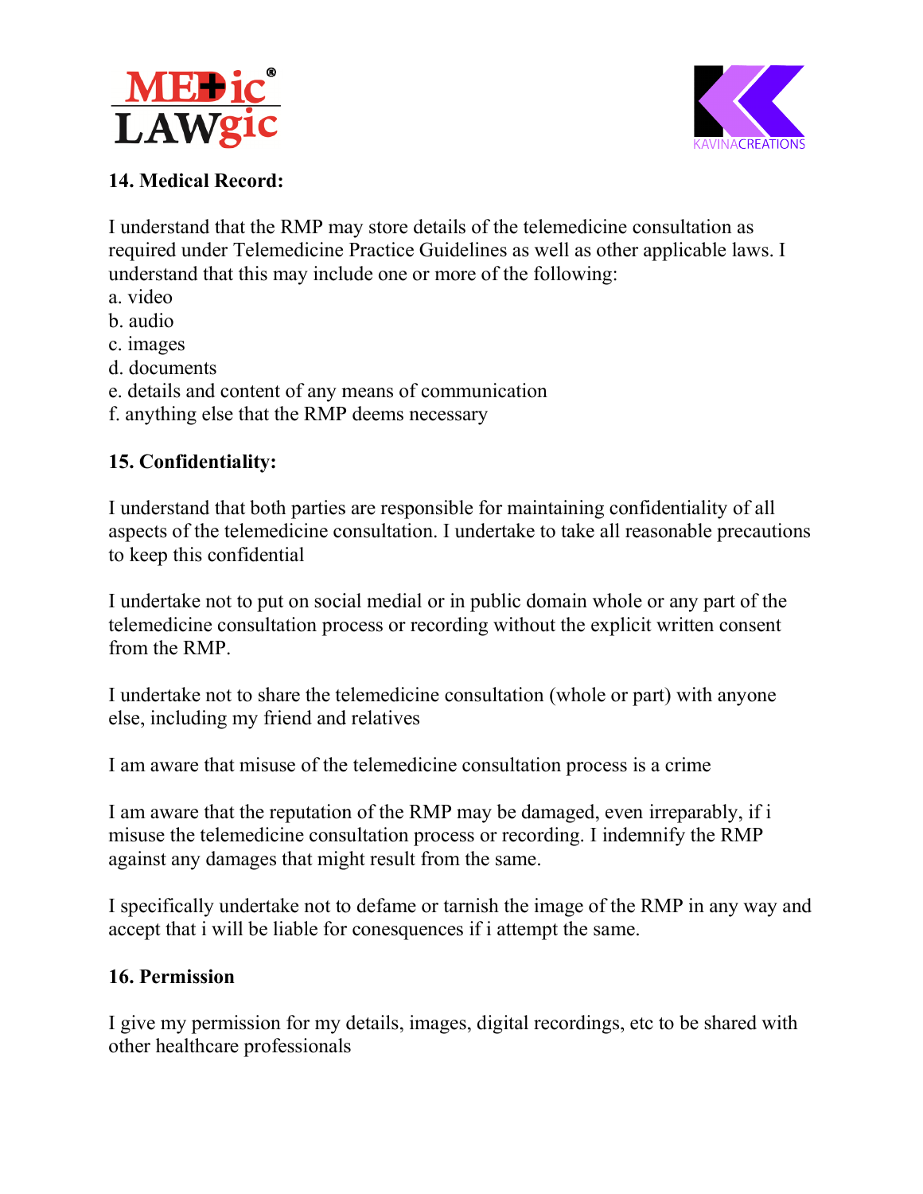### 14. Medical Record:

I understand that the RMP may store details of the telemedicine consultation as required under Telemedicine Practice Guidelines as well as other applicable laws. I understand that this may include one or more of the following:

a. video
b. audio
c. images
d. documents
e. details and content of any means of communication
f. anything else that the RMP deems necessary

### 15. Confidentiality:

I understand that both parties are responsible for maintaining confidentiality of all aspects of the telemedicine consultation. I undertake to take all reasonable precautions to keep this confidential

I undertake not to put on social medial or in public domain whole or any part of the telemedicine consultation process or recording without the explicit written consent from the RMP.

I undertake not to share the telemedicine consultation (whole or part) with anyone else, including my friend and relatives

I am aware that misuse of the telemedicine consultation process is a crime

I am aware that the reputation of the RMP may be damaged, even irreparably, if i misuse the telemedicine consultation process or recording. I indemnify the RMP against any damages that might result from the same.

I specifically undertake not to defame or tarnish the image of the RMP in any way and accept that i will be liable for conesquences if i attempt the same.

### 16. Permission

I give my permission for my details, images, digital recordings, etc to be shared with other healthcare professionals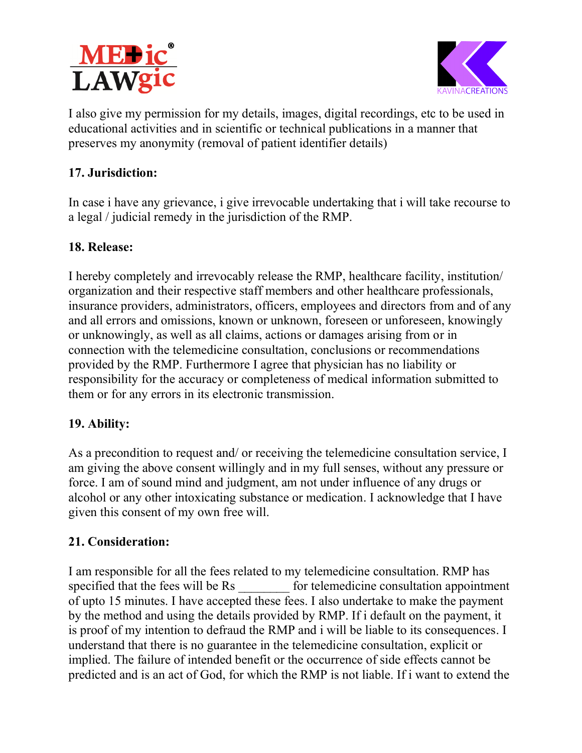I also give my permission for my details, images, digital recordings, etc to be used in educational activities and in scientific or technical publications in a manner that preserves my anonymity (removal of patient identifier details)

**17. Jurisdiction:**

In case i have any grievance, i give irrevocable undertaking that i will take recourse to a legal / judicial remedy in the jurisdiction of the RMP.

**18. Release:**

I hereby completely and irrevocably release the RMP, healthcare facility, institution/ organization and their respective staff members and other healthcare professionals, insurance providers, administrators, officers, employees and directors from and of any and all errors and omissions, known or unknown, foreseen or unforeseen, knowingly or unknowingly, as well as all claims, actions or damages arising from or in connection with the telemedicine consultation, conclusions or recommendations provided by the RMP. Furthermore I agree that physician has no liability or responsibility for the accuracy or completeness of medical information submitted to them or for any errors in its electronic transmission.

**19. Ability:**

As a precondition to request and/ or receiving the telemedicine consultation service, I am giving the above consent willingly and in my full senses, without any pressure or force. I am of sound mind and judgment, am not under influence of any drugs or alcohol or any other intoxicating substance or medication. I acknowledge that I have given this consent of my own free will.

**21. Consideration:**

I am responsible for all the fees related to my telemedicine consultation. RMP has specified that the fees will be Rs ________ for telemedicine consultation appointment of upto 15 minutes. I have accepted these fees. I also undertake to make the payment by the method and using the details provided by RMP. If i default on the payment, it is proof of my intention to defraud the RMP and i will be liable to its consequences. I understand that there is no guarantee in the telemedicine consultation, explicit or implied. The failure of intended benefit or the occurrence of side effects cannot be predicted and is an act of God, for which the RMP is not liable. If i want to extend the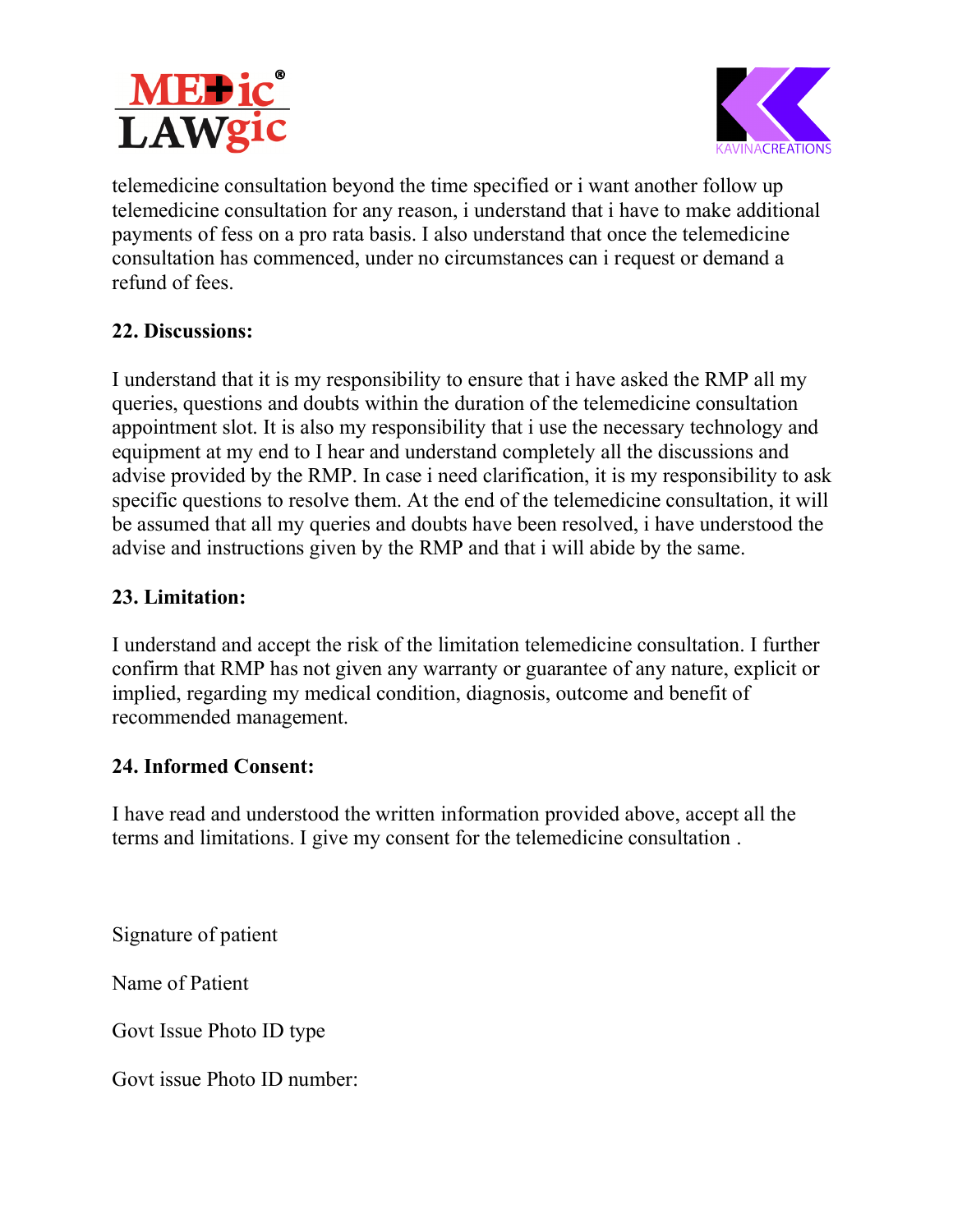telemedicine consultation beyond the time specified or i want another follow up telemedicine consultation for any reason, i understand that i have to make additional payments of fess on a pro rata basis. I also understand that once the telemedicine consultation has commenced, under no circumstances can i request or demand a refund of fees.

**22. Discussions:**

I understand that it is my responsibility to ensure that i have asked the RMP all my queries, questions and doubts within the duration of the telemedicine consultation appointment slot. It is also my responsibility that i use the necessary technology and equipment at my end to I hear and understand completely all the discussions and advise provided by the RMP. In case i need clarification, it is my responsibility to ask specific questions to resolve them. At the end of the telemedicine consultation, it will be assumed that all my queries and doubts have been resolved, i have understood the advise and instructions given by the RMP and that i will abide by the same.

**23. Limitation:**

I understand and accept the risk of the limitation telemedicine consultation. I further confirm that RMP has not given any warranty or guarantee of any nature, explicit or implied, regarding my medical condition, diagnosis, outcome and benefit of recommended management.

**24. Informed Consent:**

I have read and understood the written information provided above, accept all the terms and limitations. I give my consent for the telemedicine consultation .

Signature of patient

Name of Patient

Govt Issue Photo ID type

Govt issue Photo ID number: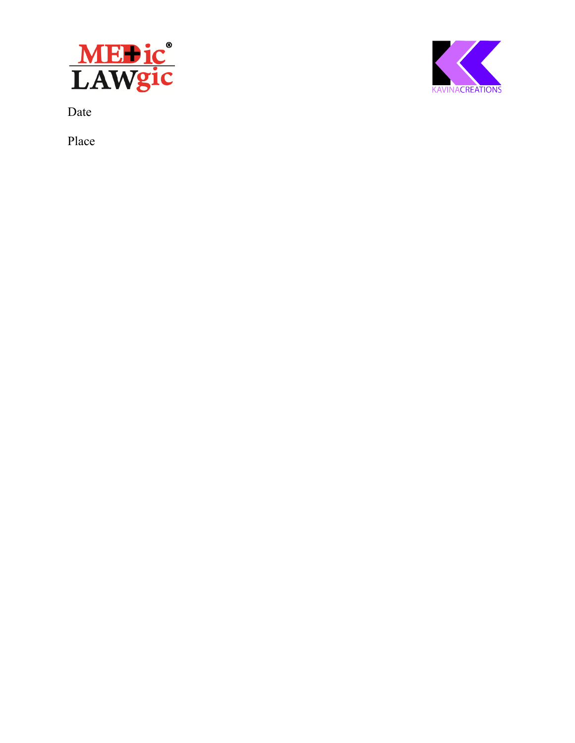Date

Place